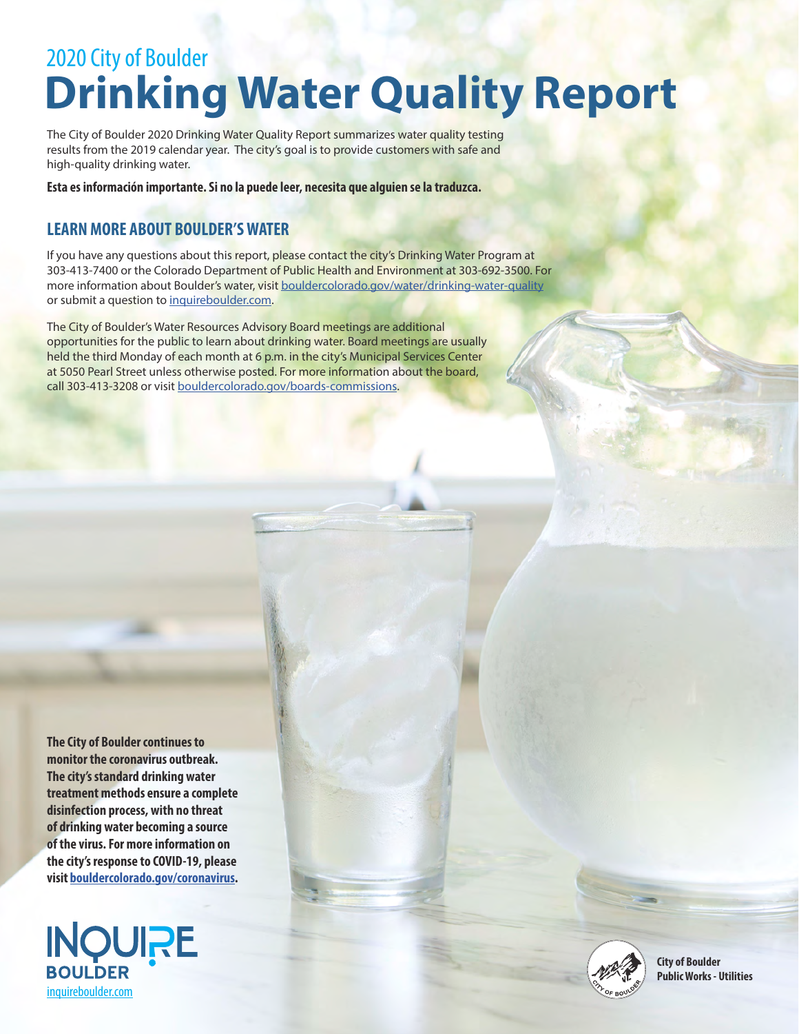2020 City of Boulder

# Drinking Water Quality Report

The City of Boulder 2020 Drinking Water Quality Report summarizes water quality testing results from the 2019 calendar year. The city's goal is to provide customers with safe and high-quality drinking water.

**Esta es información importante. Si no la puede leer, necesita que alguien se la traduzca.**

## LEARN MORE ABOUT BOULDER'S WATER

If you have any questions about this report, please contact the city's Drinking Water Program at 303-413-7400 or the Colorado Department of Public Health and Environment at 303-692-3500. For more information about Boulder's water, visit bouldercolorado.gov/water/drinking-water-quality or submit a question to inquireboulder.com.

The City of Boulder's Water Resources Advisory Board meetings are additional opportunities for the public to learn about drinking water. Board meetings are usually held the third Monday of each month at 6 p.m. in the city's Municipal Services Center at 5050 Pearl Street unless otherwise posted. For more information about the board, call 303-413-3208 or visit bouldercolorado.gov/boards-commissions.

**The City of Boulder continues to monitor the coronavirus outbreak. The city's standard drinking water treatment methods ensure a complete disinfection process, with no threat of drinking water becoming a source of the virus. For more information on the city's response to COVID-19, please visit bouldercolorado.gov/coronavirus.**

INQUIRE BOULDER
inquireboulder.com

**City of Boulder**
**Public Works - Utilities**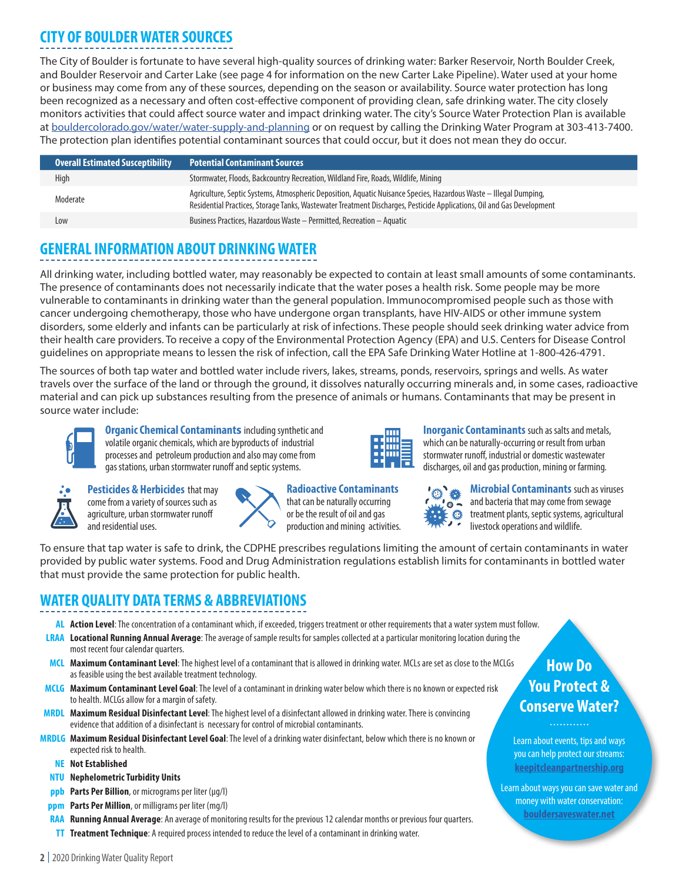## CITY OF BOULDER WATER SOURCES

The City of Boulder is fortunate to have several high-quality sources of drinking water: Barker Reservoir, North Boulder Creek, and Boulder Reservoir and Carter Lake (see page 4 for information on the new Carter Lake Pipeline). Water used at your home or business may come from any of these sources, depending on the season or availability. Source water protection has long been recognized as a necessary and often cost-effective component of providing clean, safe drinking water. The city closely monitors activities that could affect source water and impact drinking water. The city's Source Water Protection Plan is available at bouldercolorado.gov/water/water-supply-and-planning or on request by calling the Drinking Water Program at 303-413-7400. The protection plan identifies potential contaminant sources that could occur, but it does not mean they do occur.

| Overall Estimated Susceptibility | Potential Contaminant Sources |
|---|---|
| High | Stormwater, Floods, Backcountry Recreation, Wildland Fire, Roads, Wildlife, Mining |
| Moderate | Agriculture, Septic Systems, Atmospheric Deposition, Aquatic Nuisance Species, Hazardous Waste – Illegal Dumping, Residential Practices, Storage Tanks, Wastewater Treatment Discharges, Pesticide Applications, Oil and Gas Development |
| Low | Business Practices, Hazardous Waste – Permitted, Recreation – Aquatic |

## GENERAL INFORMATION ABOUT DRINKING WATER

All drinking water, including bottled water, may reasonably be expected to contain at least small amounts of some contaminants. The presence of contaminants does not necessarily indicate that the water poses a health risk. Some people may be more vulnerable to contaminants in drinking water than the general population. Immunocompromised people such as those with cancer undergoing chemotherapy, those who have undergone organ transplants, have HIV-AIDS or other immune system disorders, some elderly and infants can be particularly at risk of infections. These people should seek drinking water advice from their health care providers. To receive a copy of the Environmental Protection Agency (EPA) and U.S. Centers for Disease Control guidelines on appropriate means to lessen the risk of infection, call the EPA Safe Drinking Water Hotline at 1-800-426-4791.

The sources of both tap water and bottled water include rivers, lakes, streams, ponds, reservoirs, springs and wells. As water travels over the surface of the land or through the ground, it dissolves naturally occurring minerals and, in some cases, radioactive material and can pick up substances resulting from the presence of animals or humans. Contaminants that may be present in source water include:

**Organic Chemical Contaminants** including synthetic and volatile organic chemicals, which are byproducts of industrial processes and petroleum production and also may come from gas stations, urban stormwater runoff and septic systems.

**Inorganic Contaminants** such as salts and metals, which can be naturally-occurring or result from urban stormwater runoff, industrial or domestic wastewater discharges, oil and gas production, mining or farming.

**Pesticides & Herbicides** that may come from a variety of sources such as agriculture, urban stormwater runoff and residential uses.

**Radioactive Contaminants** that can be naturally occurring or be the result of oil and gas production and mining activities.

**Microbial Contaminants** such as viruses and bacteria that may come from sewage treatment plants, septic systems, agricultural livestock operations and wildlife.

To ensure that tap water is safe to drink, the CDPHE prescribes regulations limiting the amount of certain contaminants in water provided by public water systems. Food and Drug Administration regulations establish limits for contaminants in bottled water that must provide the same protection for public health.

## WATER QUALITY DATA TERMS & ABBREVIATIONS

- **AL** **Action Level**: The concentration of a contaminant which, if exceeded, triggers treatment or other requirements that a water system must follow.
- **LRAA** **Locational Running Annual Average**: The average of sample results for samples collected at a particular monitoring location during the most recent four calendar quarters.
- **MCL** **Maximum Contaminant Level**: The highest level of a contaminant that is allowed in drinking water. MCLs are set as close to the MCLGs as feasible using the best available treatment technology.
- **MCLG** **Maximum Contaminant Level Goal**: The level of a contaminant in drinking water below which there is no known or expected risk to health. MCLGs allow for a margin of safety.
- **MRDL** **Maximum Residual Disinfectant Level**: The highest level of a disinfectant allowed in drinking water. There is convincing evidence that addition of a disinfectant is necessary for control of microbial contaminants.
- **MRDLG** **Maximum Residual Disinfectant Level Goal**: The level of a drinking water disinfectant, below which there is no known or expected risk to health.
- **NE** **Not Established**
- **NTU** **Nephelometric Turbidity Units**
- **ppb** **Parts Per Billion**, or micrograms per liter (µg/l)
- **ppm** **Parts Per Million**, or milligrams per liter (mg/l)
- **RAA** **Running Annual Average**: An average of monitoring results for the previous 12 calendar months or previous four quarters.
- **TT** **Treatment Technique**: A required process intended to reduce the level of a contaminant in drinking water.

### How Do You Protect & Conserve Water?

Learn about events, tips and ways you can help protect our streams: **keepitcleanpartnership.org**

Learn about ways you can save water and money with water conservation: **bouldersaveswater.net**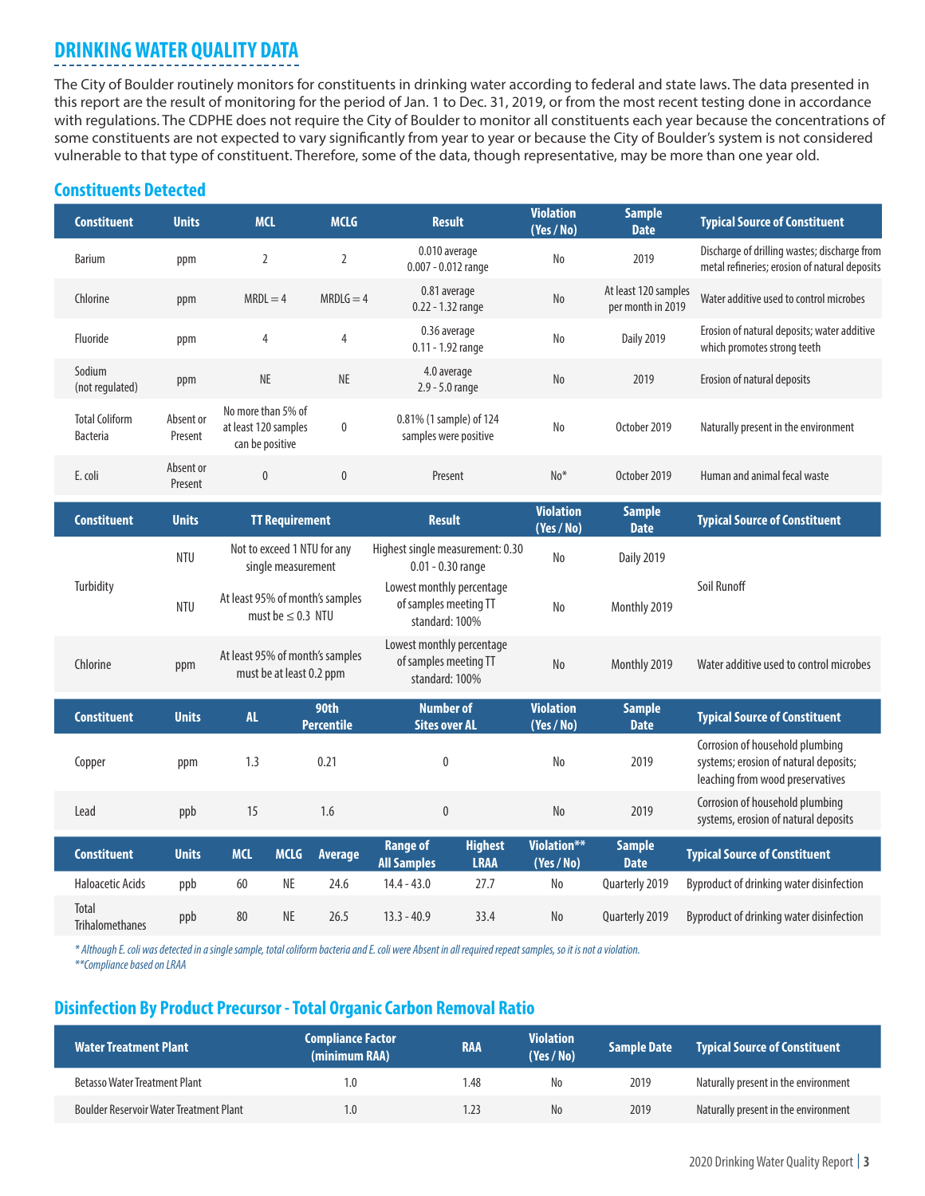## DRINKING WATER QUALITY DATA

The City of Boulder routinely monitors for constituents in drinking water according to federal and state laws. The data presented in this report are the result of monitoring for the period of Jan. 1 to Dec. 31, 2019, or from the most recent testing done in accordance with regulations. The CDPHE does not require the City of Boulder to monitor all constituents each year because the concentrations of some constituents are not expected to vary significantly from year to year or because the City of Boulder's system is not considered vulnerable to that type of constituent. Therefore, some of the data, though representative, may be more than one year old.

### Constituents Detected

| Constituent | Units | MCL | MCLG | Result | Violation (Yes / No) | Sample Date | Typical Source of Constituent |
|---|---|---|---|---|---|---|---|
| Barium | ppm | 2 | 2 | 0.010 average 0.007 - 0.012 range | No | 2019 | Discharge of drilling wastes; discharge from metal refineries; erosion of natural deposits |
| Chlorine | ppm | MRDL = 4 | MRDLG = 4 | 0.81 average 0.22 - 1.32 range | No | At least 120 samples per month in 2019 | Water additive used to control microbes |
| Fluoride | ppm | 4 | 4 | 0.36 average 0.11 - 1.92 range | No | Daily 2019 | Erosion of natural deposits; water additive which promotes strong teeth |
| Sodium (not regulated) | ppm | NE | NE | 4.0 average 2.9 - 5.0 range | No | 2019 | Erosion of natural deposits |
| Total Coliform Bacteria | Absent or Present | No more than 5% of at least 120 samples can be positive | 0 | 0.81% (1 sample) of 124 samples were positive | No | October 2019 | Naturally present in the environment |
| E. coli | Absent or Present | 0 | 0 | Present | No* | October 2019 | Human and animal fecal waste |

| Constituent | Units | TT Requirement | Result | Violation (Yes / No) | Sample Date | Typical Source of Constituent |
|---|---|---|---|---|---|---|
| Turbidity | NTU | Not to exceed 1 NTU for any single measurement | Highest single measurement: 0.30 0.01 - 0.30 range | No | Daily 2019 | Soil Runoff |
| Turbidity | NTU | At least 95% of month's samples must be ≤ 0.3 NTU | Lowest monthly percentage of samples meeting TT standard: 100% | No | Monthly 2019 | Soil Runoff |
| Chlorine | ppm | At least 95% of month's samples must be at least 0.2 ppm | Lowest monthly percentage of samples meeting TT standard: 100% | No | Monthly 2019 | Water additive used to control microbes |

| Constituent | Units | AL | 90th Percentile | Number of Sites over AL | Violation (Yes / No) | Sample Date | Typical Source of Constituent |
|---|---|---|---|---|---|---|---|
| Copper | ppm | 1.3 | 0.21 | 0 | No | 2019 | Corrosion of household plumbing systems; erosion of natural deposits; leaching from wood preservatives |
| Lead | ppb | 15 | 1.6 | 0 | No | 2019 | Corrosion of household plumbing systems, erosion of natural deposits |

| Constituent | Units | MCL | MCLG | Average | Range of All Samples | Highest LRAA | Violation** (Yes / No) | Sample Date | Typical Source of Constituent |
|---|---|---|---|---|---|---|---|---|---|
| Haloacetic Acids | ppb | 60 | NE | 24.6 | 14.4 - 43.0 | 27.7 | No | Quarterly 2019 | Byproduct of drinking water disinfection |
| Total Trihalomethanes | ppb | 80 | NE | 26.5 | 13.3 - 40.9 | 33.4 | No | Quarterly 2019 | Byproduct of drinking water disinfection |

*\* Although E. coli was detected in a single sample, total coliform bacteria and E. coli were Absent in all required repeat samples, so it is not a violation.*
*\*\*Compliance based on LRAA*

### Disinfection By Product Precursor - Total Organic Carbon Removal Ratio

| Water Treatment Plant | Compliance Factor (minimum RAA) | RAA | Violation (Yes / No) | Sample Date | Typical Source of Constituent |
|---|---|---|---|---|---|
| Betasso Water Treatment Plant | 1.0 | 1.48 | No | 2019 | Naturally present in the environment |
| Boulder Reservoir Water Treatment Plant | 1.0 | 1.23 | No | 2019 | Naturally present in the environment |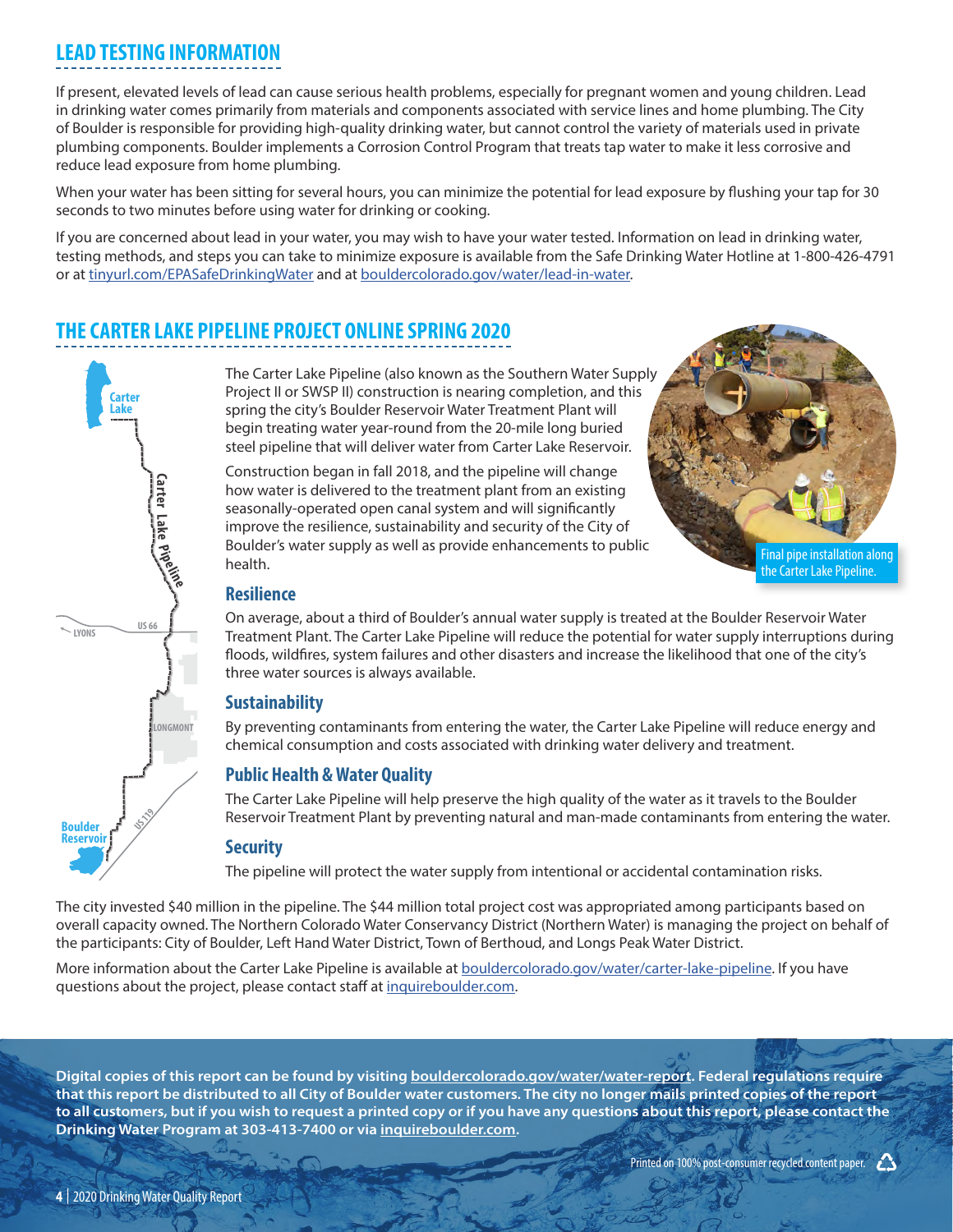## LEAD TESTING INFORMATION

If present, elevated levels of lead can cause serious health problems, especially for pregnant women and young children. Lead in drinking water comes primarily from materials and components associated with service lines and home plumbing. The City of Boulder is responsible for providing high-quality drinking water, but cannot control the variety of materials used in private plumbing components. Boulder implements a Corrosion Control Program that treats tap water to make it less corrosive and reduce lead exposure from home plumbing.

When your water has been sitting for several hours, you can minimize the potential for lead exposure by flushing your tap for 30 seconds to two minutes before using water for drinking or cooking.

If you are concerned about lead in your water, you may wish to have your water tested. Information on lead in drinking water, testing methods, and steps you can take to minimize exposure is available from the Safe Drinking Water Hotline at 1-800-426-4791 or at tinyurl.com/EPASafeDrinkingWater and at bouldercolorado.gov/water/lead-in-water.

## THE CARTER LAKE PIPELINE PROJECT ONLINE SPRING 2020

Carter Lake

Carter Lake Pipeline

LYONS

US 66

LONGMONT

US 119

Boulder Reservoir

The Carter Lake Pipeline (also known as the Southern Water Supply Project II or SWSP II) construction is nearing completion, and this spring the city's Boulder Reservoir Water Treatment Plant will begin treating water year-round from the 20-mile long buried steel pipeline that will deliver water from Carter Lake Reservoir.

Construction began in fall 2018, and the pipeline will change how water is delivered to the treatment plant from an existing seasonally-operated open canal system and will significantly improve the resilience, sustainability and security of the City of Boulder's water supply as well as provide enhancements to public health.

Final pipe installation along the Carter Lake Pipeline.

### Resilience

On average, about a third of Boulder's annual water supply is treated at the Boulder Reservoir Water Treatment Plant. The Carter Lake Pipeline will reduce the potential for water supply interruptions during floods, wildfires, system failures and other disasters and increase the likelihood that one of the city's three water sources is always available.

### Sustainability

By preventing contaminants from entering the water, the Carter Lake Pipeline will reduce energy and chemical consumption and costs associated with drinking water delivery and treatment.

### Public Health & Water Quality

The Carter Lake Pipeline will help preserve the high quality of the water as it travels to the Boulder Reservoir Treatment Plant by preventing natural and man-made contaminants from entering the water.

### Security

The pipeline will protect the water supply from intentional or accidental contamination risks.

The city invested $40 million in the pipeline. The $44 million total project cost was appropriated among participants based on overall capacity owned. The Northern Colorado Water Conservancy District (Northern Water) is managing the project on behalf of the participants: City of Boulder, Left Hand Water District, Town of Berthoud, and Longs Peak Water District.

More information about the Carter Lake Pipeline is available at bouldercolorado.gov/water/carter-lake-pipeline. If you have questions about the project, please contact staff at inquireboulder.com.

**Digital copies of this report can be found by visiting bouldercolorado.gov/water/water-report. Federal regulations require that this report be distributed to all City of Boulder water customers. The city no longer mails printed copies of the report to all customers, but if you wish to request a printed copy or if you have any questions about this report, please contact the Drinking Water Program at 303-413-7400 or via inquireboulder.com.**

Printed on 100% post-consumer recycled content paper.